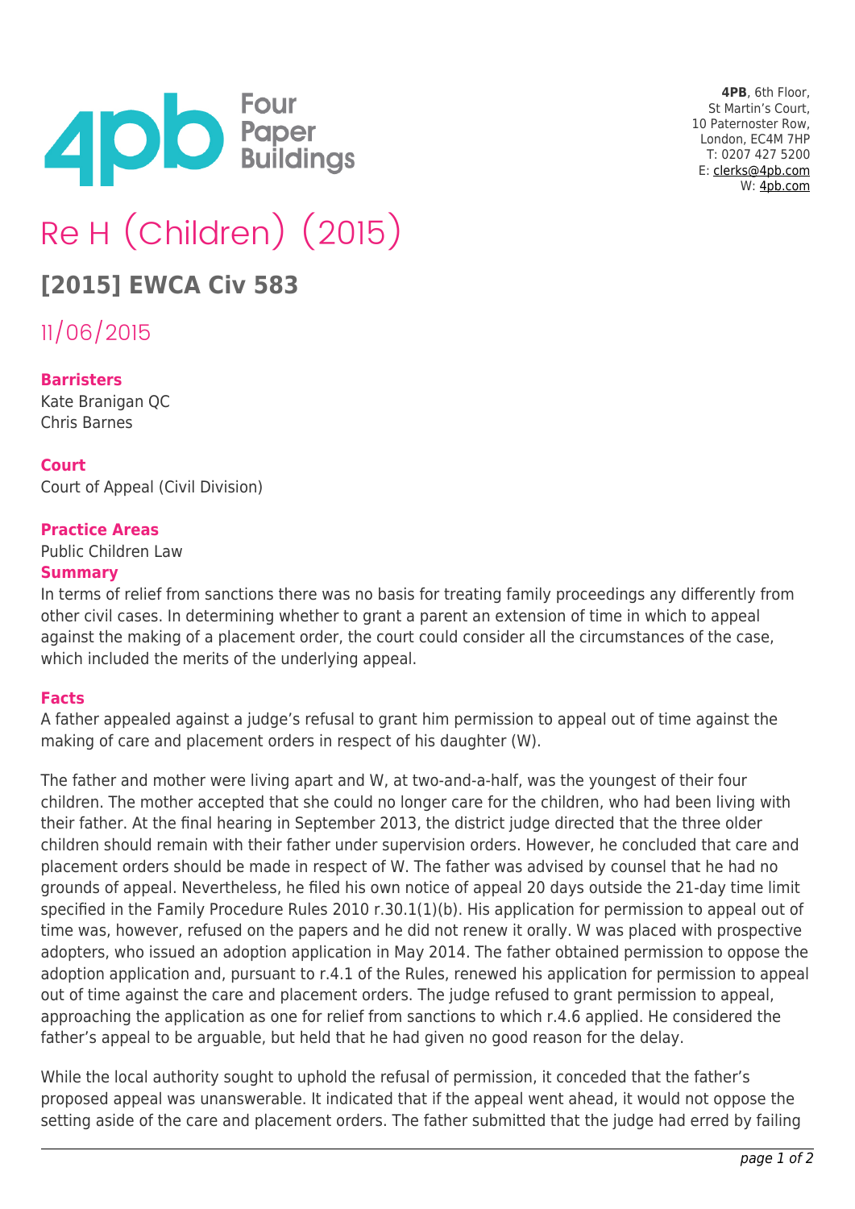**4PB**, 6th Floor,
St Martin's Court,
10 Paternoster Row,
London, EC4M 7HP
T: 0207 427 5200
E: clerks@4pb.com
W: 4pb.com

# Re H (Children) (2015)

## [2015] EWCA Civ 583

11/06/2015

**Barristers**
Kate Branigan QC
Chris Barnes

**Court**
Court of Appeal (Civil Division)

**Practice Areas**
Public Children Law

**Summary**

In terms of relief from sanctions there was no basis for treating family proceedings any differently from other civil cases. In determining whether to grant a parent an extension of time in which to appeal against the making of a placement order, the court could consider all the circumstances of the case, which included the merits of the underlying appeal.

**Facts**

A father appealed against a judge's refusal to grant him permission to appeal out of time against the making of care and placement orders in respect of his daughter (W).

The father and mother were living apart and W, at two-and-a-half, was the youngest of their four children. The mother accepted that she could no longer care for the children, who had been living with their father. At the final hearing in September 2013, the district judge directed that the three older children should remain with their father under supervision orders. However, he concluded that care and placement orders should be made in respect of W. The father was advised by counsel that he had no grounds of appeal. Nevertheless, he filed his own notice of appeal 20 days outside the 21-day time limit specified in the Family Procedure Rules 2010 r.30.1(1)(b). His application for permission to appeal out of time was, however, refused on the papers and he did not renew it orally. W was placed with prospective adopters, who issued an adoption application in May 2014. The father obtained permission to oppose the adoption application and, pursuant to r.4.1 of the Rules, renewed his application for permission to appeal out of time against the care and placement orders. The judge refused to grant permission to appeal, approaching the application as one for relief from sanctions to which r.4.6 applied. He considered the father's appeal to be arguable, but held that he had given no good reason for the delay.

While the local authority sought to uphold the refusal of permission, it conceded that the father's proposed appeal was unanswerable. It indicated that if the appeal went ahead, it would not oppose the setting aside of the care and placement orders. The father submitted that the judge had erred by failing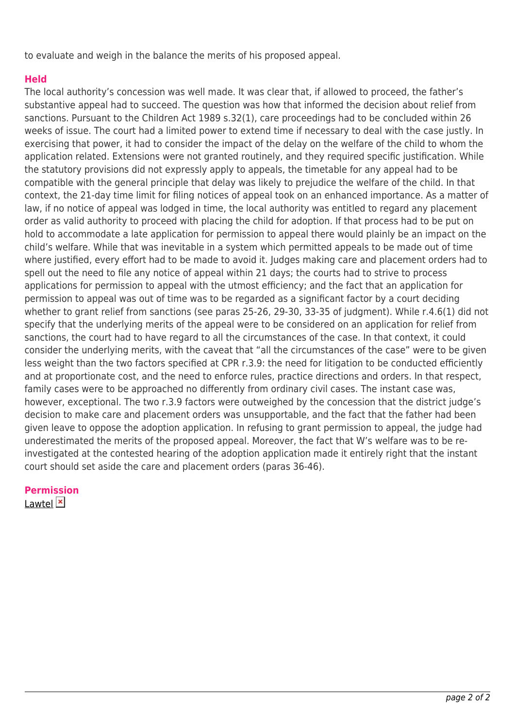to evaluate and weigh in the balance the merits of his proposed appeal.

**Held**

The local authority's concession was well made. It was clear that, if allowed to proceed, the father's substantive appeal had to succeed. The question was how that informed the decision about relief from sanctions. Pursuant to the Children Act 1989 s.32(1), care proceedings had to be concluded within 26 weeks of issue. The court had a limited power to extend time if necessary to deal with the case justly. In exercising that power, it had to consider the impact of the delay on the welfare of the child to whom the application related. Extensions were not granted routinely, and they required specific justification. While the statutory provisions did not expressly apply to appeals, the timetable for any appeal had to be compatible with the general principle that delay was likely to prejudice the welfare of the child. In that context, the 21-day time limit for filing notices of appeal took on an enhanced importance. As a matter of law, if no notice of appeal was lodged in time, the local authority was entitled to regard any placement order as valid authority to proceed with placing the child for adoption. If that process had to be put on hold to accommodate a late application for permission to appeal there would plainly be an impact on the child's welfare. While that was inevitable in a system which permitted appeals to be made out of time where justified, every effort had to be made to avoid it. Judges making care and placement orders had to spell out the need to file any notice of appeal within 21 days; the courts had to strive to process applications for permission to appeal with the utmost efficiency; and the fact that an application for permission to appeal was out of time was to be regarded as a significant factor by a court deciding whether to grant relief from sanctions (see paras 25-26, 29-30, 33-35 of judgment). While r.4.6(1) did not specify that the underlying merits of the appeal were to be considered on an application for relief from sanctions, the court had to have regard to all the circumstances of the case. In that context, it could consider the underlying merits, with the caveat that "all the circumstances of the case" were to be given less weight than the two factors specified at CPR r.3.9: the need for litigation to be conducted efficiently and at proportionate cost, and the need to enforce rules, practice directions and orders. In that respect, family cases were to be approached no differently from ordinary civil cases. The instant case was, however, exceptional. The two r.3.9 factors were outweighed by the concession that the district judge's decision to make care and placement orders was unsupportable, and the fact that the father had been given leave to oppose the adoption application. In refusing to grant permission to appeal, the judge had underestimated the merits of the proposed appeal. Moreover, the fact that W's welfare was to be re-investigated at the contested hearing of the adoption application made it entirely right that the instant court should set aside the care and placement orders (paras 36-46).

**Permission**

Lawtel